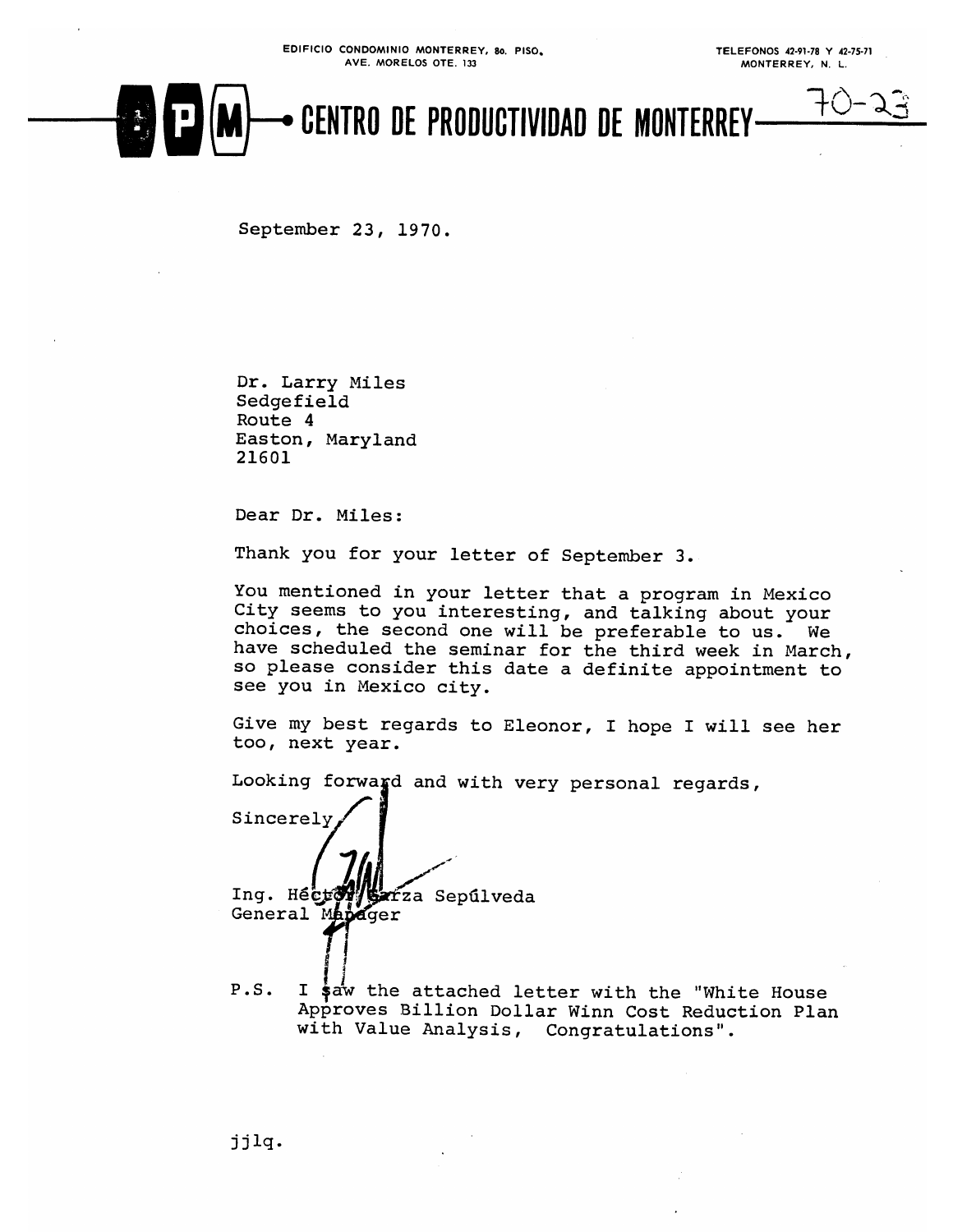EDIFICIO CONDOMINIO MONTERREY, 8o. PISO.
AVE. MORELOS OTE. 133

TELEFONOS 42-91-78 Y 42-75-71
MONTERREY, N. L.

# CPM — CENTRO DE PRODUCTIVIDAD DE MONTERREY

70-23

September 23, 1970.

Dr. Larry Miles
Sedgefield
Route 4
Easton, Maryland
21601

Dear Dr. Miles:

Thank you for your letter of September 3.

You mentioned in your letter that a program in Mexico City seems to you interesting, and talking about your choices, the second one will be preferable to us. We have scheduled the seminar for the third week in March, so please consider this date a definite appointment to see you in Mexico city.

Give my best regards to Eleonor, I hope I will see her too, next year.

Looking forward and with very personal regards,

Sincerely,

Ing. Héctor Garza Sepúlveda
General Manager

P.S. I saw the attached letter with the "White House Approves Billion Dollar Winn Cost Reduction Plan with Value Analysis, Congratulations".

jjlq.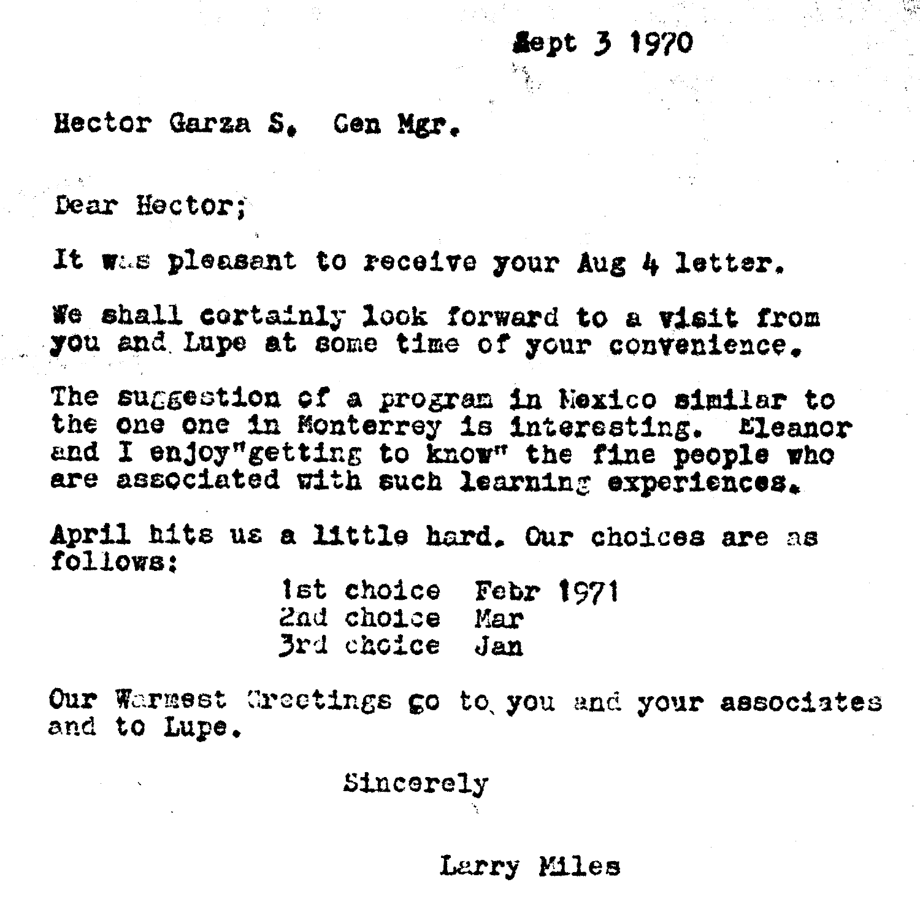Sept 3 1970

Hector Garza S. Gen Mgr.

Dear Hector;

It was pleasant to receive your Aug 4 letter.

We shall certainly look forward to a visit from you and Lupe at some time of your convenience.

The suggestion of a program in Mexico similar to the one one in Monterrey is interesting. Eleanor and I enjoy "getting to know" the fine people who are associated with such learning experiences.

April hits us a little hard. Our choices are as follows:

| | |
|---|---|
| 1st choice | Febr 1971 |
| 2nd choice | Mar |
| 3rd choice | Jan |

Our Warmest Greetings go to you and your associates and to Lupe.

Sincerely

Larry Miles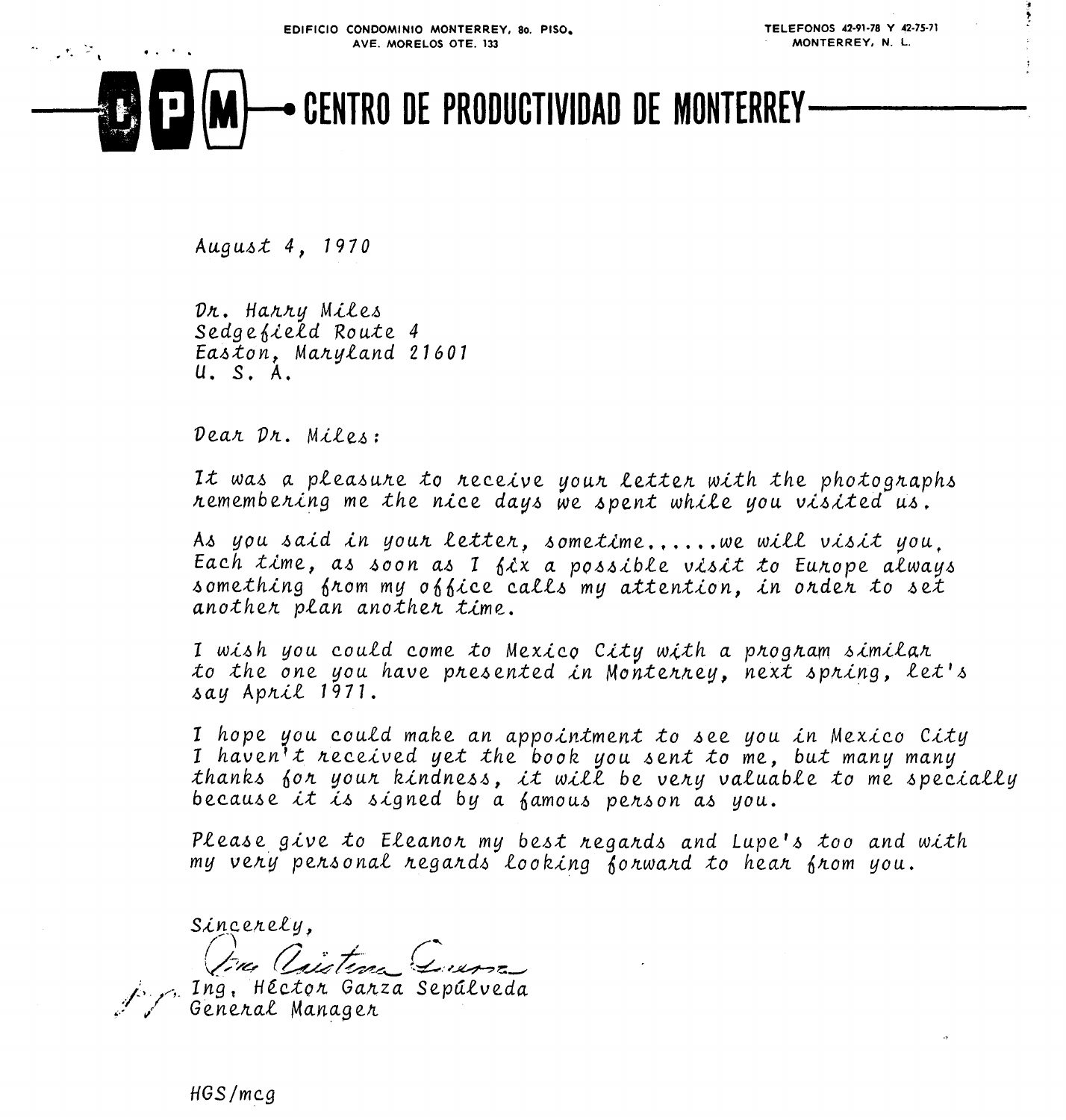EDIFICIO CONDOMINIO MONTERREY, 8o. PISO.
AVE. MORELOS OTE. 133

TELEFONOS 42-91-78 Y 42-75-71
MONTERREY, N. L.

# CPM — CENTRO DE PRODUCTIVIDAD DE MONTERREY

August 4, 1970

Dr. Harry Miles
Sedgefield Route 4
Easton, Maryland 21601
U. S. A.

Dear Dr. Miles:

It was a pleasure to receive your letter with the photographs remembering me the nice days we spent while you visited us.

As you said in your letter, sometime......we will visit you. Each time, as soon as I fix a possible visit to Europe always something from my office calls my attention, in order to set another plan another time.

I wish you could come to Mexico City with a program similar to the one you have presented in Monterrey, next spring, let's say April 1971.

I hope you could make an appointment to see you in Mexico City I haven't received yet the book you sent to me, but many many thanks for your kindness, it will be very valuable to me specially because it is signed by a famous person as you.

Please give to Eleanor my best regards and Lupe's too and with my very personal regards looking forward to hear from you.

Sincerely,

p.p. Ma. Cristina Guerra

Ing. Héctor Garza Sepúlveda
General Manager

HGS/mcg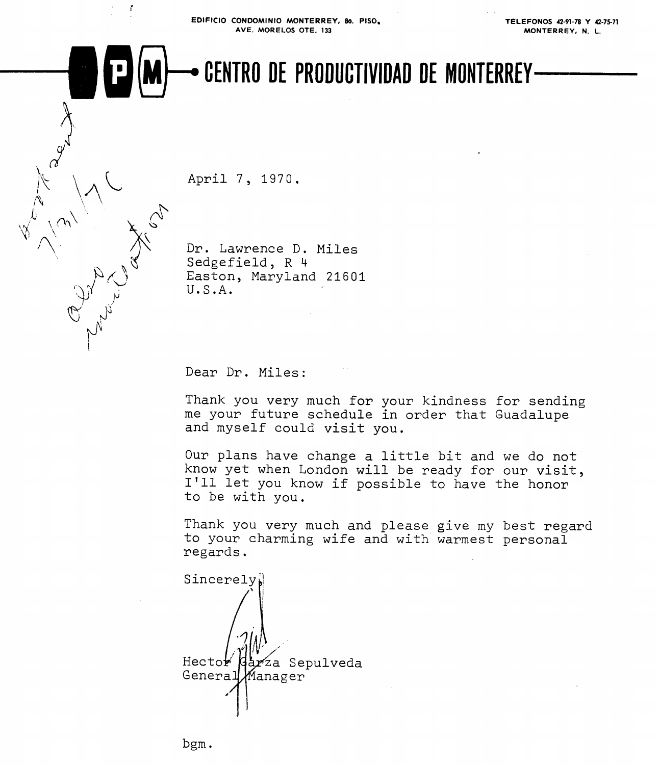EDIFICIO CONDOMINIO MONTERREY, 8o. PISO.
AVE. MORELOS OTE. 133

TELEFONOS 42-91-78 Y 42-75-71
MONTERREY, N. L.

# CENTRO DE PRODUCTIVIDAD DE MONTERREY

Brit sent 7/31/70 also Invitation

April 7, 1970.

Dr. Lawrence D. Miles
Sedgefield, R 4
Easton, Maryland 21601
U.S.A.

Dear Dr. Miles:

Thank you very much for your kindness for sending me your future schedule in order that Guadalupe and myself could visit you.

Our plans have change a little bit and we do not know yet when London will be ready for our visit, I'll let you know if possible to have the honor to be with you.

Thank you very much and please give my best regard to your charming wife and with warmest personal regards.

Sincerely,

Hector Garza Sepulveda
General Manager

bgm.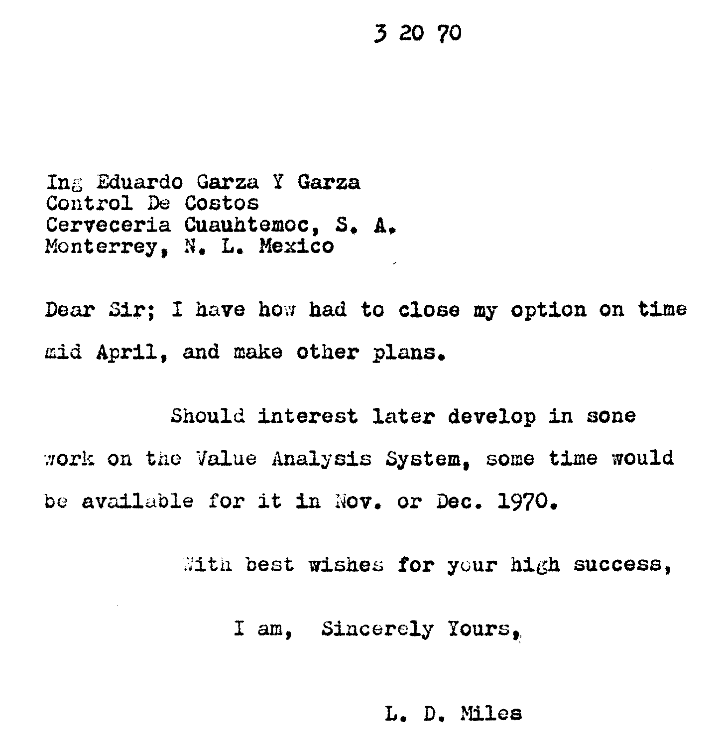3 20 70

Ing Eduardo Garza Y Garza
Control De Costos
Cerveceria Cuauhtemoc, S. A.
Monterrey, N. L. Mexico

Dear Sir; I have how had to close my option on time mid April, and make other plans.

Should interest later develop in sone work on the Value Analysis System, some time would be available for it in Nov. or Dec. 1970.

With best wishes for your high success,

I am, Sincerely Yours,

L. D. Miles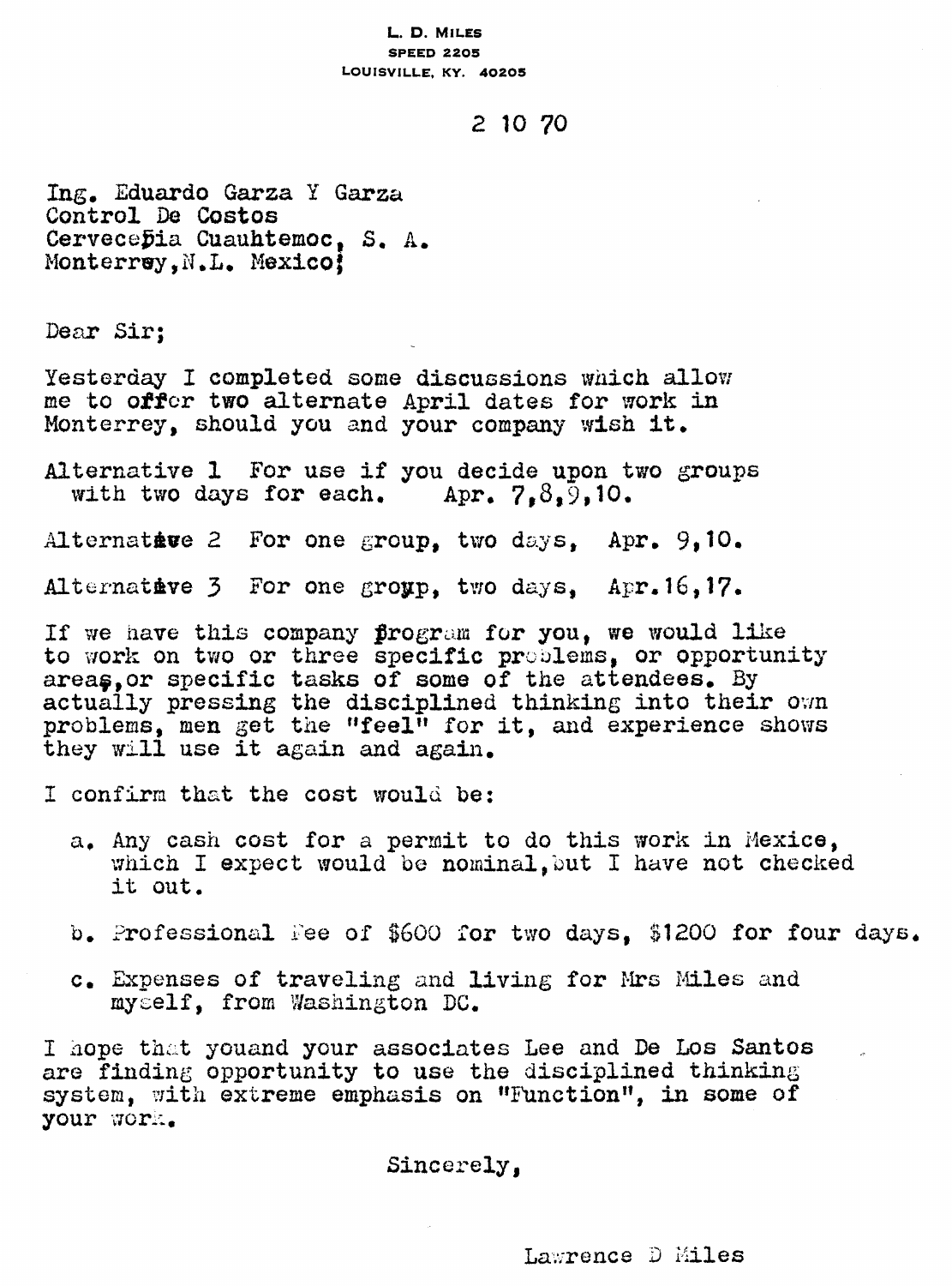L. D. MILES
SPEED 2205
LOUISVILLE, KY. 40205

2 10 70

Ing. Eduardo Garza Y Garza
Control De Costos
Cervecería Cuauhtemoc, S. A.
Monterrey, N.L. Mexico;

Dear Sir;

Yesterday I completed some discussions which allow me to offer two alternate April dates for work in Monterrey, should you and your company wish it.

Alternative 1 For use if you decide upon two groups with two days for each. Apr. 7,8,9,10.

Alternative 2 For one group, two days, Apr. 9,10.

Alternative 3 For one group, two days, Apr.16,17.

If we have this company program for you, we would like to work on two or three specific problems, or opportunity areas, or specific tasks of some of the attendees. By actually pressing the disciplined thinking into their own problems, men get the "feel" for it, and experience shows they will use it again and again.

I confirm that the cost would be:

a. Any cash cost for a permit to do this work in Mexico, which I expect would be nominal, but I have not checked it out.

b. Professional Fee of $600 for two days, $1200 for four days.

c. Expenses of traveling and living for Mrs Miles and myself, from Washington DC.

I hope that youand your associates Lee and De Los Santos are finding opportunity to use the disciplined thinking system, with extreme emphasis on "Function", in some of your work.

Sincerely,

Lawrence D Miles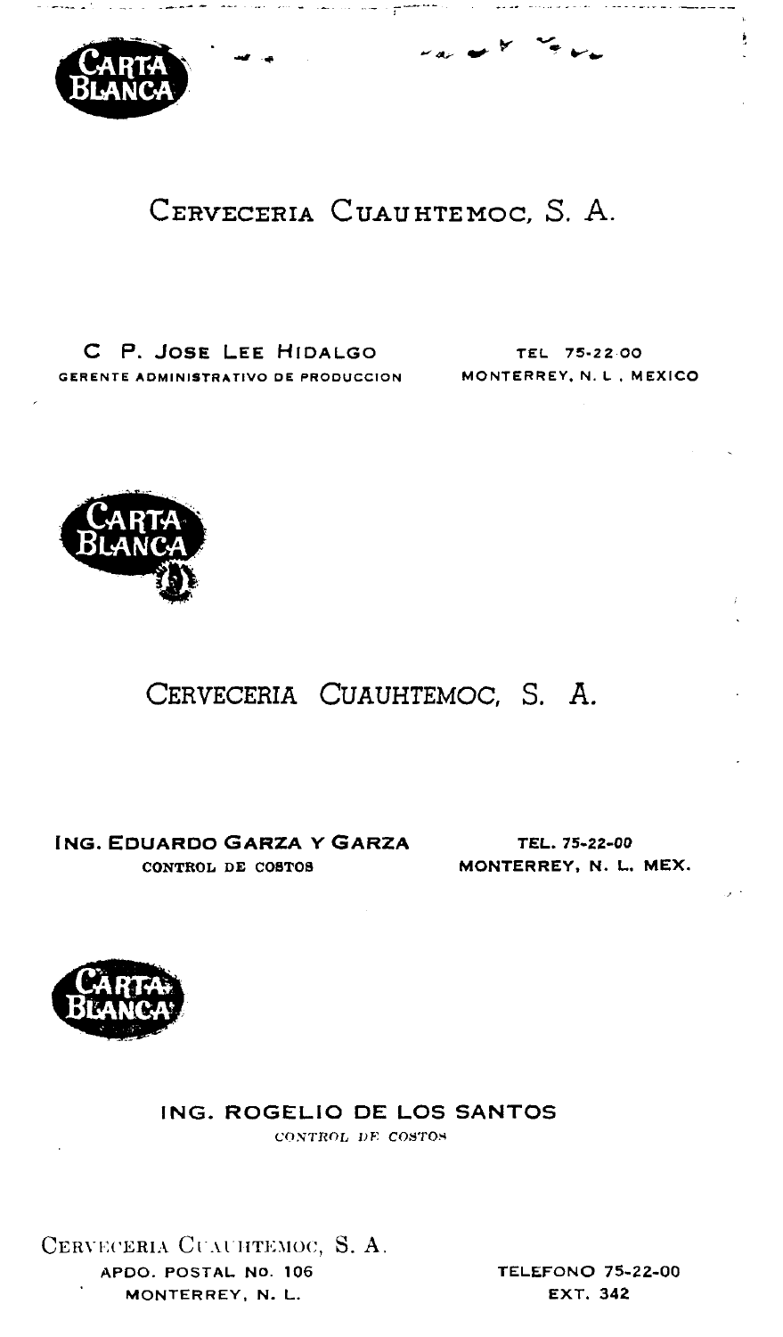CARTA BLANCA

CERVECERIA CUAUHTEMOC, S. A.

**C P. JOSE LEE HIDALGO**
GERENTE ADMINISTRATIVO DE PRODUCCION

TEL 75-22-00
MONTERREY, N. L., MEXICO

---

CARTA BLANCA

CERVECERIA CUAUHTEMOC, S. A.

**ING. EDUARDO GARZA Y GARZA**
CONTROL DE COSTOS

TEL. 75-22-00
MONTERREY, N. L. MEX.

---

CARTA BLANCA

**ING. ROGELIO DE LOS SANTOS**
*CONTROL DE COSTOS*

CERVECERIA CUAUHTEMOC, S. A.
APDO. POSTAL No. 106
MONTERREY, N. L.

TELEFONO 75-22-00
EXT. 342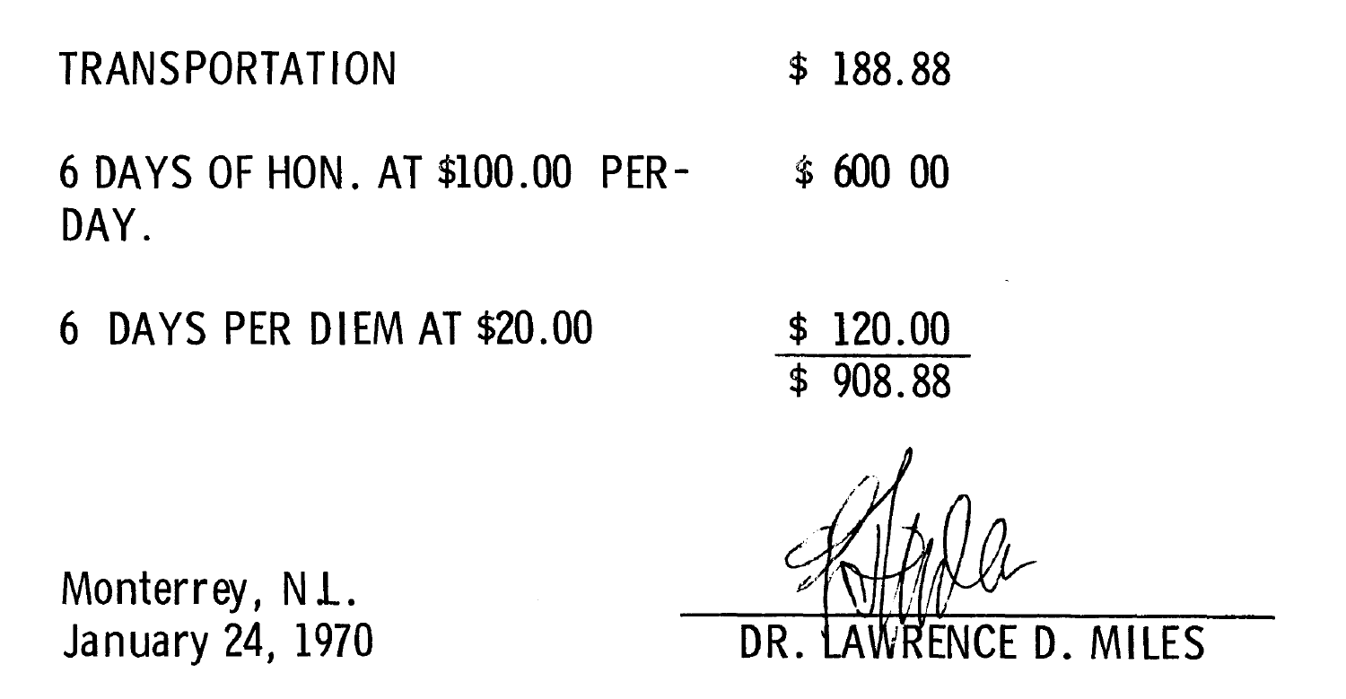| | |
|---|---|
| TRANSPORTATION | $ 188.88 |
| 6 DAYS OF HON. AT $100.00 PER-DAY. | $ 600 00 |
| 6 DAYS PER DIEM AT $20.00 | $ 120.00 |
| | $ 908.88 |

Monterrey, N.L.
January 24, 1970

DR. LAWRENCE D. MILES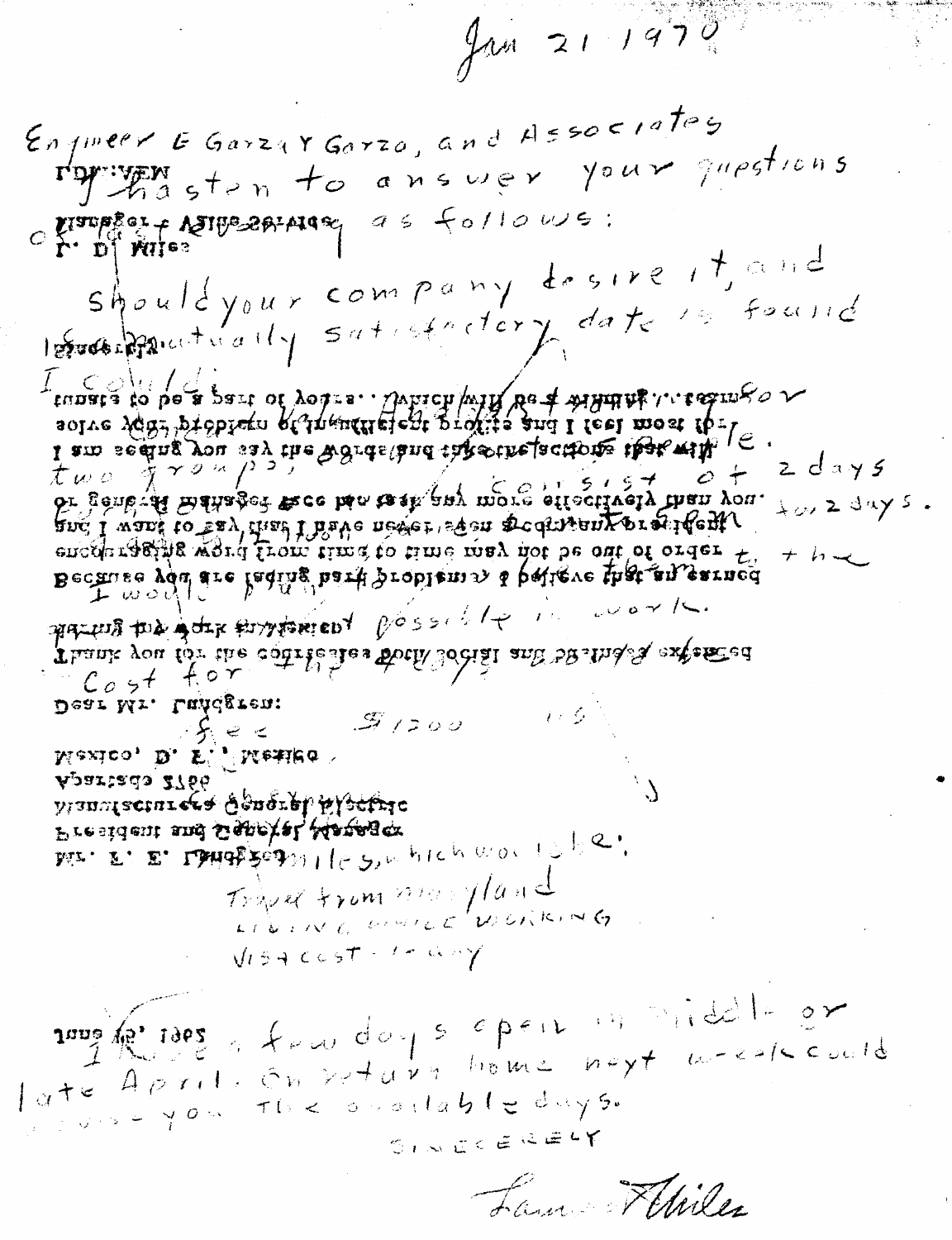Jan 21 1970

Engineer E Garza Y Garza, and Associates

I hasten to answer your questions of [last] as follows:

Should your company desire it, and a mutually satisfactory date is found

I could conduct Value Analysis for people, two groups, each to consist of 2 days, for 2 days, + the

I would plan the best possible work.

Cost for the 4 days

fee $1200 US

plus expenses, which would be:

Travel from Maryland
Living while working
Visa cost - (any)

I have a few days open in middle or late April. On return home next week could advise you the available days.

SINCERELY

Lawrence Miles

---

Mr. L. E. Lundgren
President and General Manager
Manufacturers General Electric
Apartado 2786
Mexico, D. F., Mexico

Dear Mr. Lundgren:

Thank you for the courtesies both social and business extended during my work assignment.

Because you are facing hard problems I believe that an earned encouraging word from time to time may not be out of order and I want to say that I have never seen a company president or general manager face his task any more effectively than you. I am seeing you say the words and take the actions that will solve your problem of insufficient profits and I feel most fortunate to be a part of yours... which will be a winner...

Sincerely

L. D. Miles
Manager - Value Service

LDM:VEW

June 16, 1965